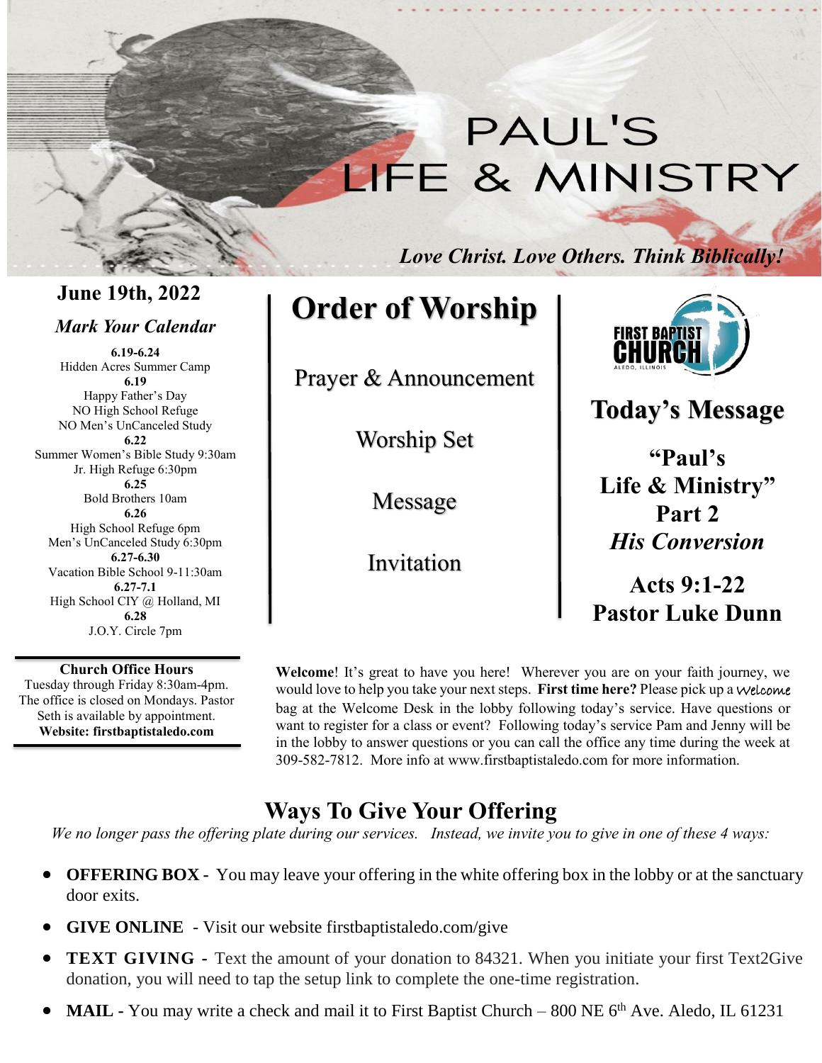# PAUL'S LIFE & MINISTRY

*Love Christ. Love Others. Think Biblically!*

## June 19th, 2022

### *Mark Your Calendar*

**6.19-6.24**
Hidden Acres Summer Camp

**6.19**
Happy Father's Day
NO High School Refuge
NO Men's UnCanceled Study

**6.22**
Summer Women's Bible Study 9:30am
Jr. High Refuge 6:30pm

**6.25**
Bold Brothers 10am

**6.26**
High School Refuge 6pm
Men's UnCanceled Study 6:30pm

**6.27-6.30**
Vacation Bible School 9-11:30am

**6.27-7.1**
High School CIY @ Holland, MI

**6.28**
J.O.Y. Circle 7pm

**Church Office Hours**
Tuesday through Friday 8:30am-4pm. The office is closed on Mondays. Pastor Seth is available by appointment.
**Website: firstbaptistaledo.com**

## Order of Worship

Prayer & Announcement

Worship Set

Message

Invitation

FIRST BAPTIST CHURCH
ALEDO, ILLINOIS

## Today's Message

**"Paul's Life & Ministry"**
**Part 2**
***His Conversion***

**Acts 9:1-22**
**Pastor Luke Dunn**

**Welcome**! It's great to have you here! Wherever you are on your faith journey, we would love to help you take your next steps. **First time here?** Please pick up a Welcome bag at the Welcome Desk in the lobby following today's service. Have questions or want to register for a class or event? Following today's service Pam and Jenny will be in the lobby to answer questions or you can call the office any time during the week at 309-582-7812. More info at www.firstbaptistaledo.com for more information.

## Ways To Give Your Offering

*We no longer pass the offering plate during our services. Instead, we invite you to give in one of these 4 ways:*

- **OFFERING BOX -** You may leave your offering in the white offering box in the lobby or at the sanctuary door exits.
- **GIVE ONLINE** - Visit our website firstbaptistaledo.com/give
- **TEXT GIVING -** Text the amount of your donation to 84321. When you initiate your first Text2Give donation, you will need to tap the setup link to complete the one-time registration.
- **MAIL -** You may write a check and mail it to First Baptist Church – 800 NE 6th Ave. Aledo, IL 61231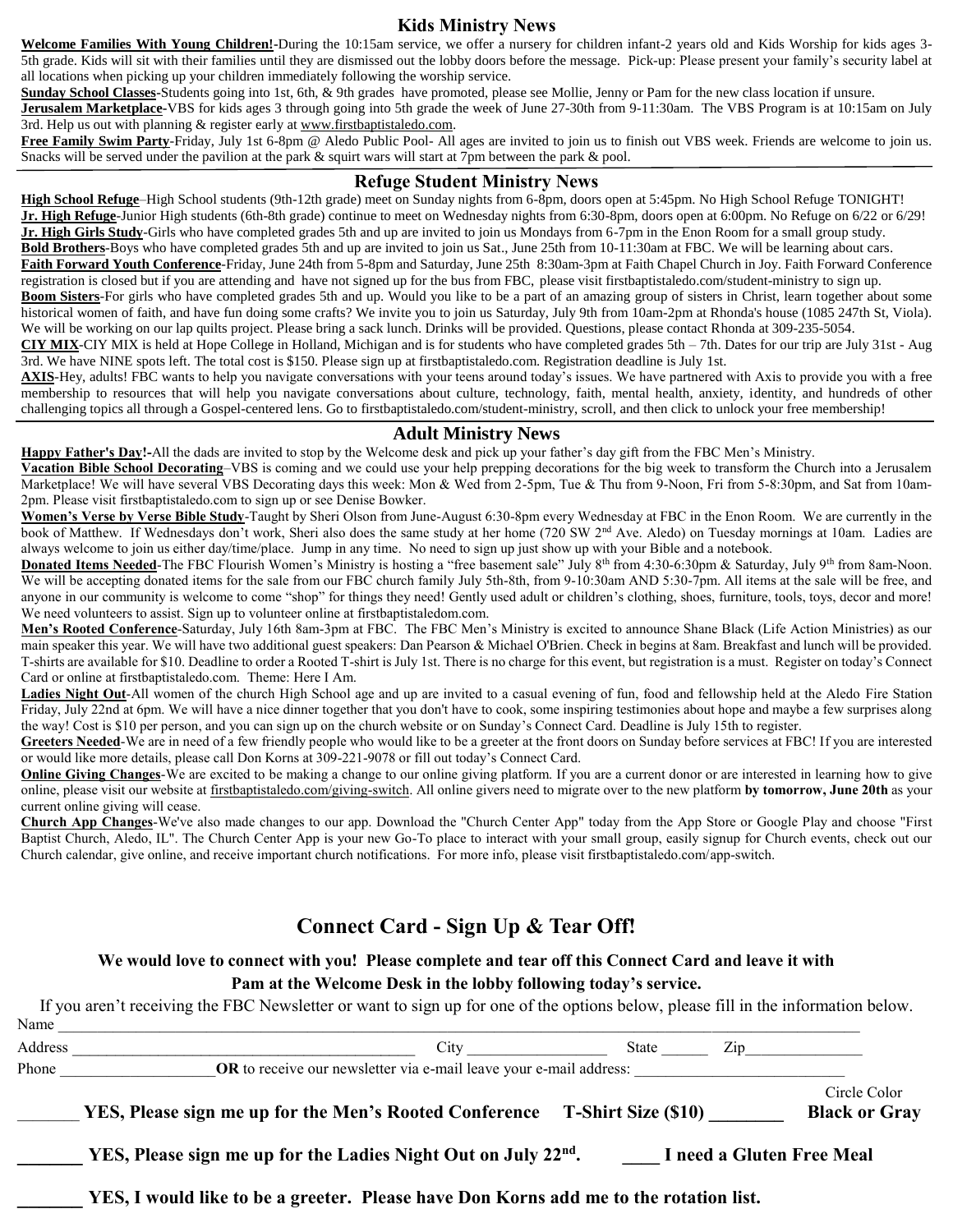## Kids Ministry News

**Welcome Families With Young Children!**-During the 10:15am service, we offer a nursery for children infant-2 years old and Kids Worship for kids ages 3-5th grade. Kids will sit with their families until they are dismissed out the lobby doors before the message. Pick-up: Please present your family's security label at all locations when picking up your children immediately following the worship service.

**Sunday School Classes**-Students going into 1st, 6th, & 9th grades have promoted, please see Mollie, Jenny or Pam for the new class location if unsure.

**Jerusalem Marketplace**-VBS for kids ages 3 through going into 5th grade the week of June 27-30th from 9-11:30am. The VBS Program is at 10:15am on July 3rd. Help us out with planning & register early at www.firstbaptistaledo.com.

**Free Family Swim Party**-Friday, July 1st 6-8pm @ Aledo Public Pool- All ages are invited to join us to finish out VBS week. Friends are welcome to join us. Snacks will be served under the pavilion at the park & squirt wars will start at 7pm between the park & pool.

## Refuge Student Ministry News

**High School Refuge**–High School students (9th-12th grade) meet on Sunday nights from 6-8pm, doors open at 5:45pm. No High School Refuge TONIGHT!

**Jr. High Refuge**-Junior High students (6th-8th grade) continue to meet on Wednesday nights from 6:30-8pm, doors open at 6:00pm. No Refuge on 6/22 or 6/29!

**Jr. High Girls Study**-Girls who have completed grades 5th and up are invited to join us Mondays from 6-7pm in the Enon Room for a small group study.

**Bold Brothers**-Boys who have completed grades 5th and up are invited to join us Sat., June 25th from 10-11:30am at FBC. We will be learning about cars.

**Faith Forward Youth Conference**-Friday, June 24th from 5-8pm and Saturday, June 25th 8:30am-3pm at Faith Chapel Church in Joy. Faith Forward Conference registration is closed but if you are attending and have not signed up for the bus from FBC, please visit firstbaptistaledo.com/student-ministry to sign up.

**Boom Sisters**-For girls who have completed grades 5th and up. Would you like to be a part of an amazing group of sisters in Christ, learn together about some historical women of faith, and have fun doing some crafts? We invite you to join us Saturday, July 9th from 10am-2pm at Rhonda's house (1085 247th St, Viola). We will be working on our lap quilts project. Please bring a sack lunch. Drinks will be provided. Questions, please contact Rhonda at 309-235-5054.

**CIY MIX**-CIY MIX is held at Hope College in Holland, Michigan and is for students who have completed grades 5th – 7th. Dates for our trip are July 31st - Aug 3rd. We have NINE spots left. The total cost is $150. Please sign up at firstbaptistaledo.com. Registration deadline is July 1st.

**AXIS**-Hey, adults! FBC wants to help you navigate conversations with your teens around today's issues. We have partnered with Axis to provide you with a free membership to resources that will help you navigate conversations about culture, technology, faith, mental health, anxiety, identity, and hundreds of other challenging topics all through a Gospel-centered lens. Go to firstbaptistaledo.com/student-ministry, scroll, and then click to unlock your free membership!

## Adult Ministry News

**Happy Father's Day!**-All the dads are invited to stop by the Welcome desk and pick up your father's day gift from the FBC Men's Ministry.

**Vacation Bible School Decorating**–VBS is coming and we could use your help prepping decorations for the big week to transform the Church into a Jerusalem Marketplace! We will have several VBS Decorating days this week: Mon & Wed from 2-5pm, Tue & Thu from 9-Noon, Fri from 5-8:30pm, and Sat from 10am-2pm. Please visit firstbaptistaledo.com to sign up or see Denise Bowker.

**Women's Verse by Verse Bible Study**-Taught by Sheri Olson from June-August 6:30-8pm every Wednesday at FBC in the Enon Room. We are currently in the book of Matthew. If Wednesdays don't work, Sheri also does the same study at her home (720 SW 2nd Ave. Aledo) on Tuesday mornings at 10am. Ladies are always welcome to join us either day/time/place. Jump in any time. No need to sign up just show up with your Bible and a notebook.

**Donated Items Needed**-The FBC Flourish Women's Ministry is hosting a "free basement sale" July 8th from 4:30-6:30pm & Saturday, July 9th from 8am-Noon. We will be accepting donated items for the sale from our FBC church family July 5th-8th, from 9-10:30am AND 5:30-7pm. All items at the sale will be free, and anyone in our community is welcome to come "shop" for things they need! Gently used adult or children's clothing, shoes, furniture, tools, toys, decor and more! We need volunteers to assist. Sign up to volunteer online at firstbaptistaledom.com.

**Men's Rooted Conference**-Saturday, July 16th 8am-3pm at FBC. The FBC Men's Ministry is excited to announce Shane Black (Life Action Ministries) as our main speaker this year. We will have two additional guest speakers: Dan Pearson & Michael O'Brien. Check in begins at 8am. Breakfast and lunch will be provided. T-shirts are available for $10. Deadline to order a Rooted T-shirt is July 1st. There is no charge for this event, but registration is a must. Register on today's Connect Card or online at firstbaptistaledo.com. Theme: Here I Am.

**Ladies Night Out**-All women of the church High School age and up are invited to a casual evening of fun, food and fellowship held at the Aledo Fire Station Friday, July 22nd at 6pm. We will have a nice dinner together that you don't have to cook, some inspiring testimonies about hope and maybe a few surprises along the way! Cost is $10 per person, and you can sign up on the church website or on Sunday's Connect Card. Deadline is July 15th to register.

**Greeters Needed**-We are in need of a few friendly people who would like to be a greeter at the front doors on Sunday before services at FBC! If you are interested or would like more details, please call Don Korns at 309-221-9078 or fill out today's Connect Card.

**Online Giving Changes**-We are excited to be making a change to our online giving platform. If you are a current donor or are interested in learning how to give online, please visit our website at firstbaptistaledo.com/giving-switch. All online givers need to migrate over to the new platform **by tomorrow, June 20th** as your current online giving will cease.

**Church App Changes**-We've also made changes to our app. Download the "Church Center App" today from the App Store or Google Play and choose "First Baptist Church, Aledo, IL". The Church Center App is your new Go-To place to interact with your small group, easily signup for Church events, check out our Church calendar, give online, and receive important church notifications. For more info, please visit firstbaptistaledo.com/app-switch.

# Connect Card - Sign Up & Tear Off!

**We would love to connect with you! Please complete and tear off this Connect Card and leave it with Pam at the Welcome Desk in the lobby following today's service.**

If you aren't receiving the FBC Newsletter or want to sign up for one of the options below, please fill in the information below.

Name ____________________________________________

Address ______________________ City ____________ State ______ Zip ____________

Phone ______________ **OR** to receive our newsletter via e-mail leave your e-mail address: ______________

_______ **YES, Please sign me up for the Men's Rooted Conference T-Shirt Size ($10)** ________ Circle Color **Black or Gray**

_______ **YES, Please sign me up for the Ladies Night Out on July 22nd.** ____ **I need a Gluten Free Meal**

_______ **YES, I would like to be a greeter. Please have Don Korns add me to the rotation list.**